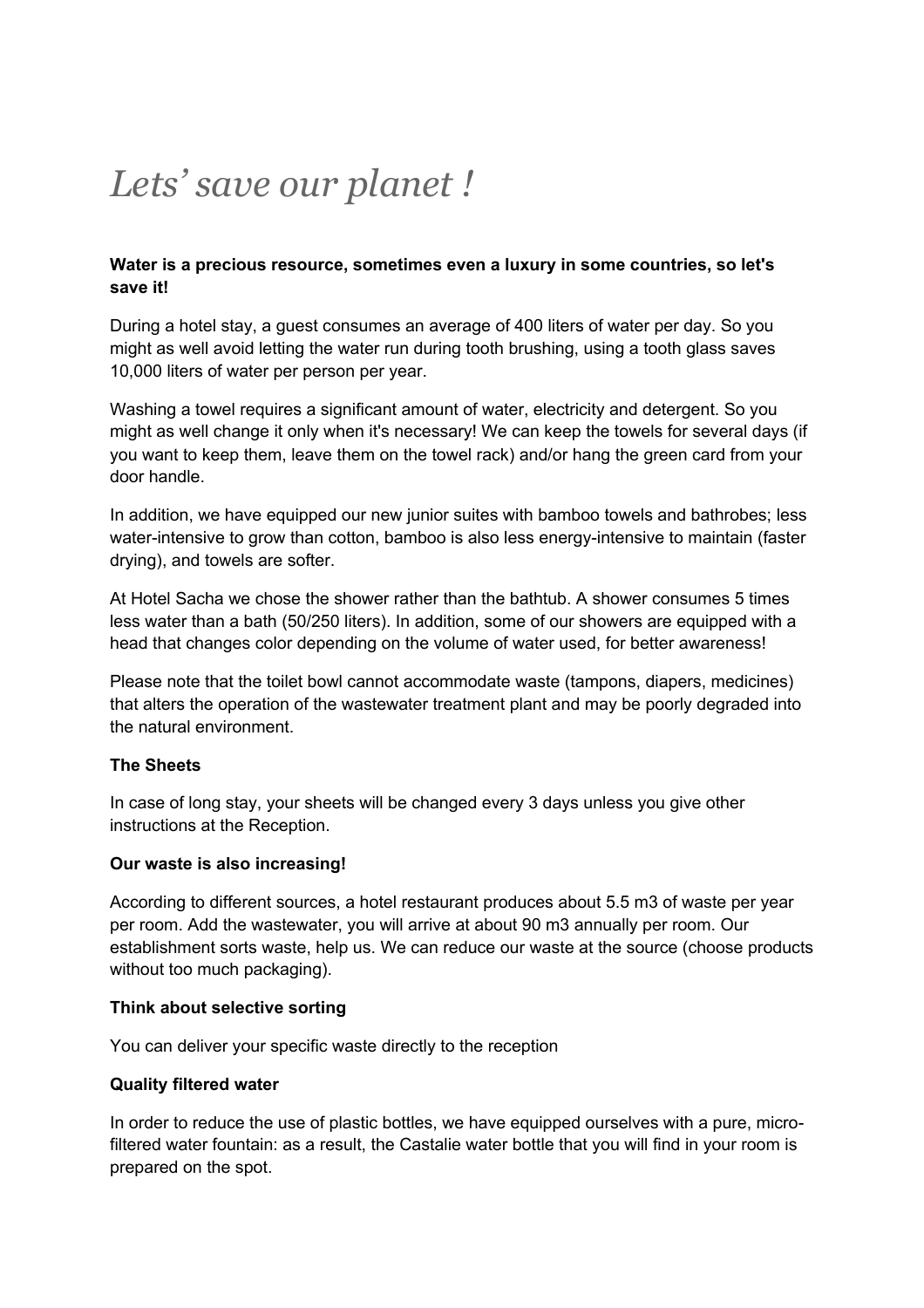# *Lets' save our planet !*

**Water is a precious resource, sometimes even a luxury in some countries, so let's save it!**

During a hotel stay, a guest consumes an average of 400 liters of water per day. So you might as well avoid letting the water run during tooth brushing, using a tooth glass saves 10,000 liters of water per person per year.

Washing a towel requires a significant amount of water, electricity and detergent. So you might as well change it only when it's necessary! We can keep the towels for several days (if you want to keep them, leave them on the towel rack) and/or hang the green card from your door handle.

In addition, we have equipped our new junior suites with bamboo towels and bathrobes; less water-intensive to grow than cotton, bamboo is also less energy-intensive to maintain (faster drying), and towels are softer.

At Hotel Sacha we chose the shower rather than the bathtub. A shower consumes 5 times less water than a bath (50/250 liters). In addition, some of our showers are equipped with a head that changes color depending on the volume of water used, for better awareness!

Please note that the toilet bowl cannot accommodate waste (tampons, diapers, medicines) that alters the operation of the wastewater treatment plant and may be poorly degraded into the natural environment.

**The Sheets**

In case of long stay, your sheets will be changed every 3 days unless you give other instructions at the Reception.

**Our waste is also increasing!**

According to different sources, a hotel restaurant produces about 5.5 m3 of waste per year per room. Add the wastewater, you will arrive at about 90 m3 annually per room. Our establishment sorts waste, help us. We can reduce our waste at the source (choose products without too much packaging).

**Think about selective sorting**

You can deliver your specific waste directly to the reception

**Quality filtered water**

In order to reduce the use of plastic bottles, we have equipped ourselves with a pure, micro-filtered water fountain: as a result, the Castalie water bottle that you will find in your room is prepared on the spot.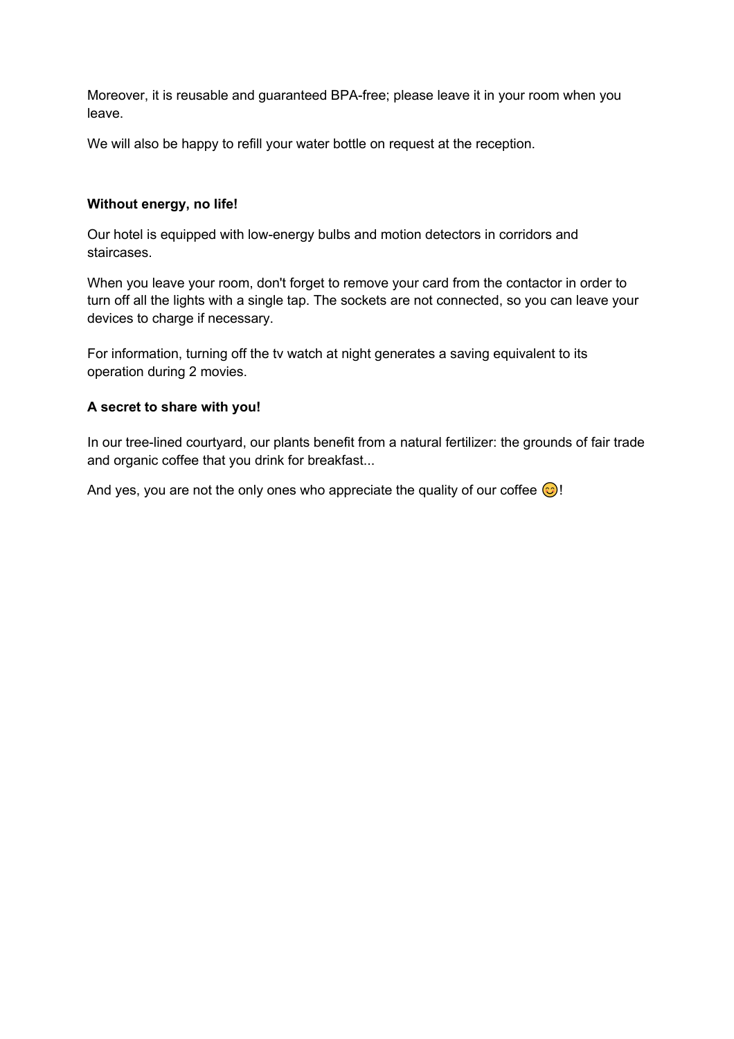Moreover, it is reusable and guaranteed BPA-free; please leave it in your room when you leave.

We will also be happy to refill your water bottle on request at the reception.

**Without energy, no life!**

Our hotel is equipped with low-energy bulbs and motion detectors in corridors and staircases.

When you leave your room, don't forget to remove your card from the contactor in order to turn off all the lights with a single tap. The sockets are not connected, so you can leave your devices to charge if necessary.

For information, turning off the tv watch at night generates a saving equivalent to its operation during 2 movies.

**A secret to share with you!**

In our tree-lined courtyard, our plants benefit from a natural fertilizer: the grounds of fair trade and organic coffee that you drink for breakfast...

And yes, you are not the only ones who appreciate the quality of our coffee 😊!